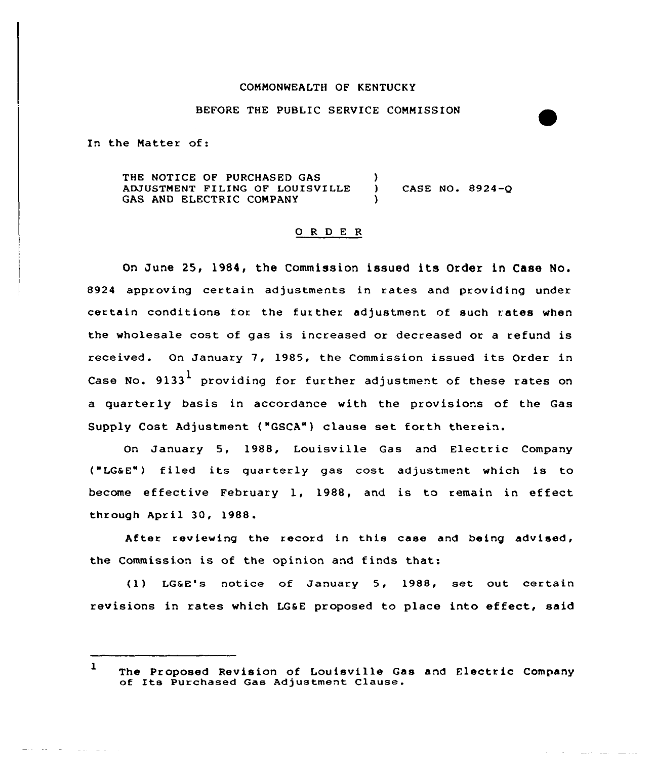COMMONWEALTH OF KENTUCKY

BEFORE THE PUBLIC SERVICE COMMISSION

In the Matter of:

THE NOTICE OF PURCHASED GAS ADJUSTMENT FILING OF LOUISVILLE GAS AND ELECTRIC COMPANY ) CASE NO. 8924-Q

## O R D E R

On June 25, 1984, the Commission issued its Order in Case No. 8924 approving certain adjustments in rates and providing under certain conditions for the further adjustment of such rates when the wholesale cost of gas is increased or decreased or a refund is received. On January 7, 1985, the Commission issued its Order in Case No. 9133[1] providing for further adjustment of these rates on a quarterly basis in accordance with the provisions of the Gas Supply Cost Adjustment ("GSCA") clause set forth therein.

On January 5, 1988, Louisville Gas and Electric Company ("LG&E") filed its quarterly gas cost adjustment which is to become effective February 1, 1988, and is to remain in effect through April 30, 1988.

After reviewing the record in this case and being advised, the Commission is of the opinion and finds that:

(1) LG&E's notice of January 5, 1988, set out certain revisions in rates which LG&E proposed to place into effect, said

---

1 The Proposed Revision of Louisville Gas and Electric Company of Its Purchased Gas Adjustment Clause.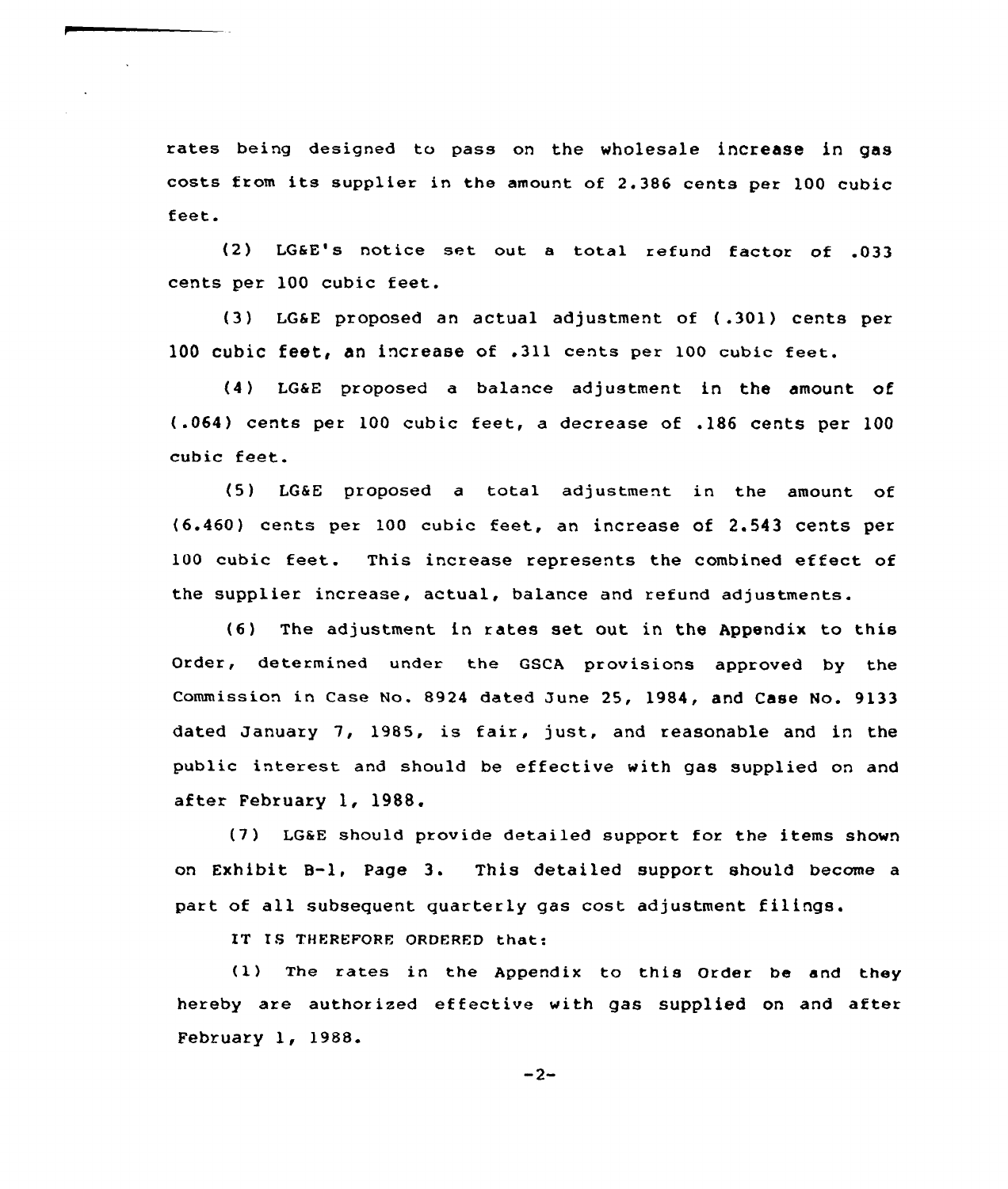rates being designed to pass on the wholesale increase in gas costs from its supplier in the amount of 2.386 cents per 100 cubic feet.

(2) LG&E's notice set out a total refund factor of .033 cents per 100 cubic feet.

(3) LG&E proposed an actual adjustment of (.301) cents per 100 cubic feet, an increase of .311 cents per 100 cubic feet.

(4) LG&E proposed a balance adjustment in the amount of (.064) cents per 100 cubic feet, a decrease of .186 cents per 100 cubic feet.

(5) LG&E proposed a total adjustment in the amount of (6.460) cents per 100 cubic feet, an increase of 2.543 cents per 100 cubic feet. This increase represents the combined effect of the supplier increase, actual, balance and refund adjustments.

(6) The adjustment in rates set out in the Appendix to this Order, determined under the GSCA provisions approved by the Commission in Case No. 8924 dated June 25, 1984, and Case No. 9133 dated January 7, 1985, is fair, just, and reasonable and in the public interest and should be effective with gas supplied on and after February 1, 1988.

(7) LG&E should provide detailed support for the items shown on Exhibit B-1, Page 3. This detailed support should become a part of all subsequent quarterly gas cost adjustment filings.

IT IS THEREFORE ORDERED that:

(1) The rates in the Appendix to this Order be and they hereby are authorized effective with gas supplied on and after February 1, 1988.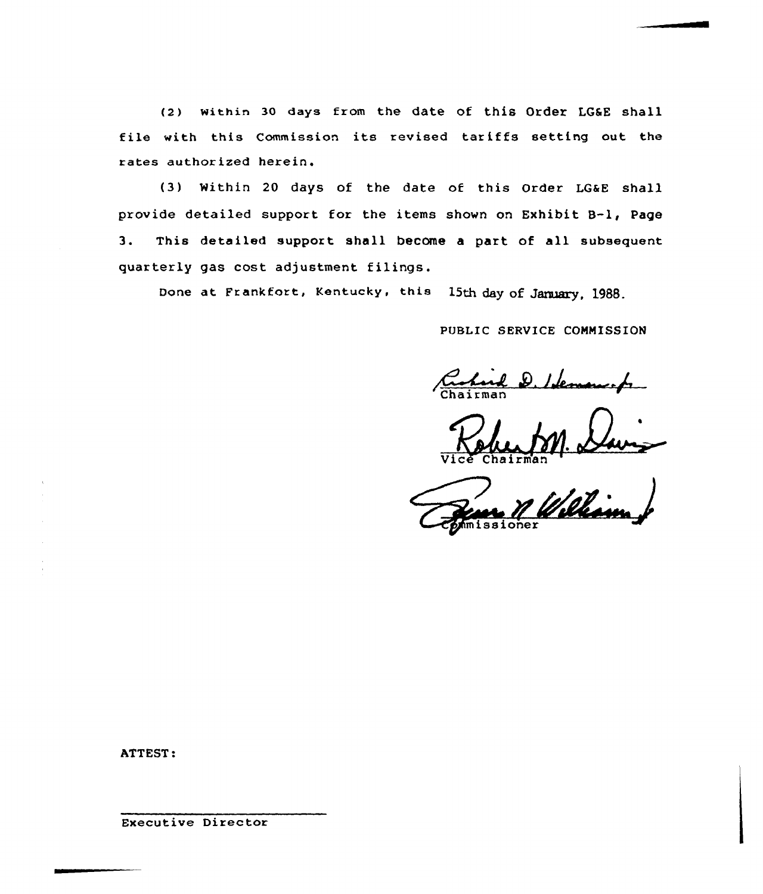(2) Within 30 days from the date of this Order LG&E shall file with this Commission its revised tariffs setting out the rates authorized herein.

(3) Within 20 days of the date of this Order LG&E shall provide detailed support for the items shown on Exhibit B-1, Page 3. This detailed support shall become a part of all subsequent quarterly gas cost adjustment filings.

Done at Frankfort, Kentucky, this 15th day of January, 1988.

PUBLIC SERVICE COMMISSION

Chairman

Vice Chairman

Commissioner

ATTEST:

Executive Director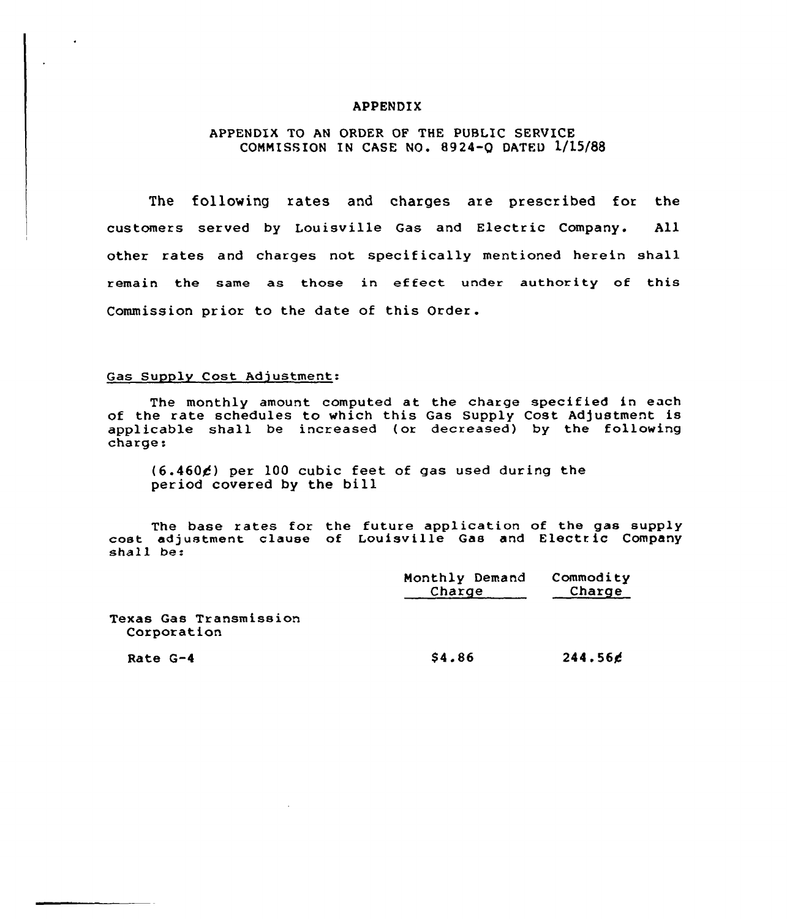# APPENDIX

## APPENDIX TO AN ORDER OF THE PUBLIC SERVICE COMMISSION IN CASE NO. 8924-Q DATED 1/15/88

The following rates and charges are prescribed for the customers served by Louisville Gas and Electric Company. All other rates and charges not specifically mentioned herein shall remain the same as those in effect under authority of this Commission prior to the date of this Order.

Gas Supply Cost Adjustment:

The monthly amount computed at the charge specified in each of the rate schedules to which this Gas Supply Cost Adjustment is applicable shall be increased (or decreased) by the following charge:

(6.460¢) per 100 cubic feet of gas used during the period covered by the bill

The base rates for the future application of the gas supply cost adjustment clause of Louisville Gas and Electric Company shall be:

| | Monthly Demand Charge | Commodity Charge |
|---|---|---|
| Texas Gas Transmission Corporation | | |
| Rate G-4 | $4.86 | 244.56¢ |